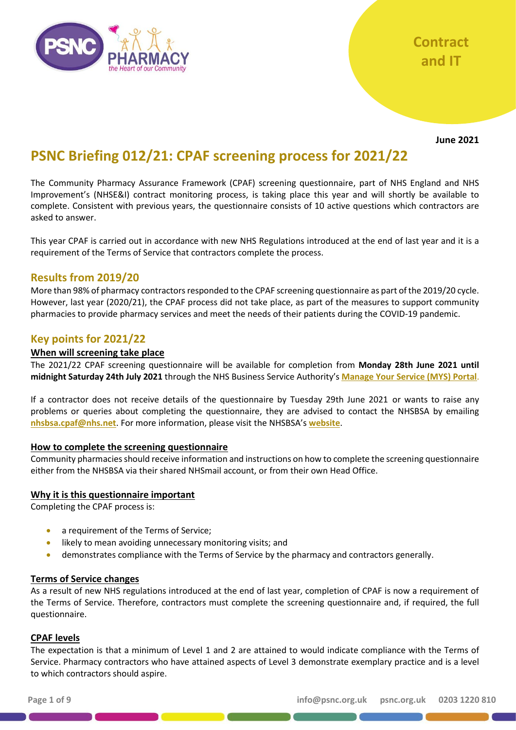Contract and IT

**June 2021**

# PSNC Briefing 012/21: CPAF screening process for 2021/22

The Community Pharmacy Assurance Framework (CPAF) screening questionnaire, part of NHS England and NHS Improvement's (NHSE&I) contract monitoring process, is taking place this year and will shortly be available to complete. Consistent with previous years, the questionnaire consists of 10 active questions which contractors are asked to answer.

This year CPAF is carried out in accordance with new NHS Regulations introduced at the end of last year and it is a requirement of the Terms of Service that contractors complete the process.

## Results from 2019/20

More than 98% of pharmacy contractors responded to the CPAF screening questionnaire as part of the 2019/20 cycle. However, last year (2020/21), the CPAF process did not take place, as part of the measures to support community pharmacies to provide pharmacy services and meet the needs of their patients during the COVID-19 pandemic.

## Key points for 2021/22

### When will screening take place

The 2021/22 CPAF screening questionnaire will be available for completion from **Monday 28th June 2021 until midnight Saturday 24th July 2021** through the NHS Business Service Authority's **Manage Your Service (MYS) Portal**.

If a contractor does not receive details of the questionnaire by Tuesday 29th June 2021 or wants to raise any problems or queries about completing the questionnaire, they are advised to contact the NHSBSA by emailing **nhsbsa.cpaf@nhs.net**. For more information, please visit the NHSBSA's **website**.

### How to complete the screening questionnaire

Community pharmacies should receive information and instructions on how to complete the screening questionnaire either from the NHSBSA via their shared NHSmail account, or from their own Head Office.

### Why it is this questionnaire important

Completing the CPAF process is:

- a requirement of the Terms of Service;
- likely to mean avoiding unnecessary monitoring visits; and
- demonstrates compliance with the Terms of Service by the pharmacy and contractors generally.

### Terms of Service changes

As a result of new NHS regulations introduced at the end of last year, completion of CPAF is now a requirement of the Terms of Service. Therefore, contractors must complete the screening questionnaire and, if required, the full questionnaire.

### CPAF levels

The expectation is that a minimum of Level 1 and 2 are attained to would indicate compliance with the Terms of Service. Pharmacy contractors who have attained aspects of Level 3 demonstrate exemplary practice and is a level to which contractors should aspire.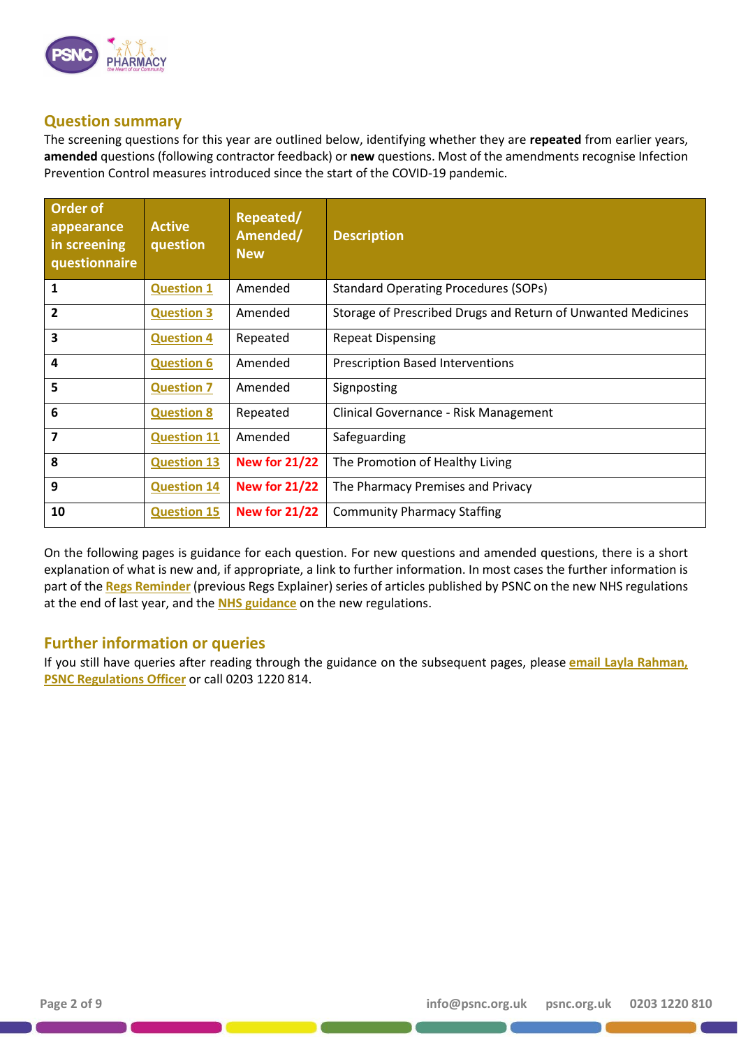## Question summary

The screening questions for this year are outlined below, identifying whether they are **repeated** from earlier years, **amended** questions (following contractor feedback) or **new** questions. Most of the amendments recognise Infection Prevention Control measures introduced since the start of the COVID-19 pandemic.

| Order of appearance in screening questionnaire | Active question | Repeated/ Amended/ New | Description |
|---|---|---|---|
| **1** | Question 1 | Amended | Standard Operating Procedures (SOPs) |
| **2** | Question 3 | Amended | Storage of Prescribed Drugs and Return of Unwanted Medicines |
| **3** | Question 4 | Repeated | Repeat Dispensing |
| **4** | Question 6 | Amended | Prescription Based Interventions |
| **5** | Question 7 | Amended | Signposting |
| **6** | Question 8 | Repeated | Clinical Governance - Risk Management |
| **7** | Question 11 | Amended | Safeguarding |
| **8** | Question 13 | New for 21/22 | The Promotion of Healthy Living |
| **9** | Question 14 | New for 21/22 | The Pharmacy Premises and Privacy |
| **10** | Question 15 | New for 21/22 | Community Pharmacy Staffing |

On the following pages is guidance for each question. For new questions and amended questions, there is a short explanation of what is new and, if appropriate, a link to further information. In most cases the further information is part of the **Regs Reminder** (previous Regs Explainer) series of articles published by PSNC on the new NHS regulations at the end of last year, and the **NHS guidance** on the new regulations.

## Further information or queries

If you still have queries after reading through the guidance on the subsequent pages, please **email Layla Rahman, PSNC Regulations Officer** or call 0203 1220 814.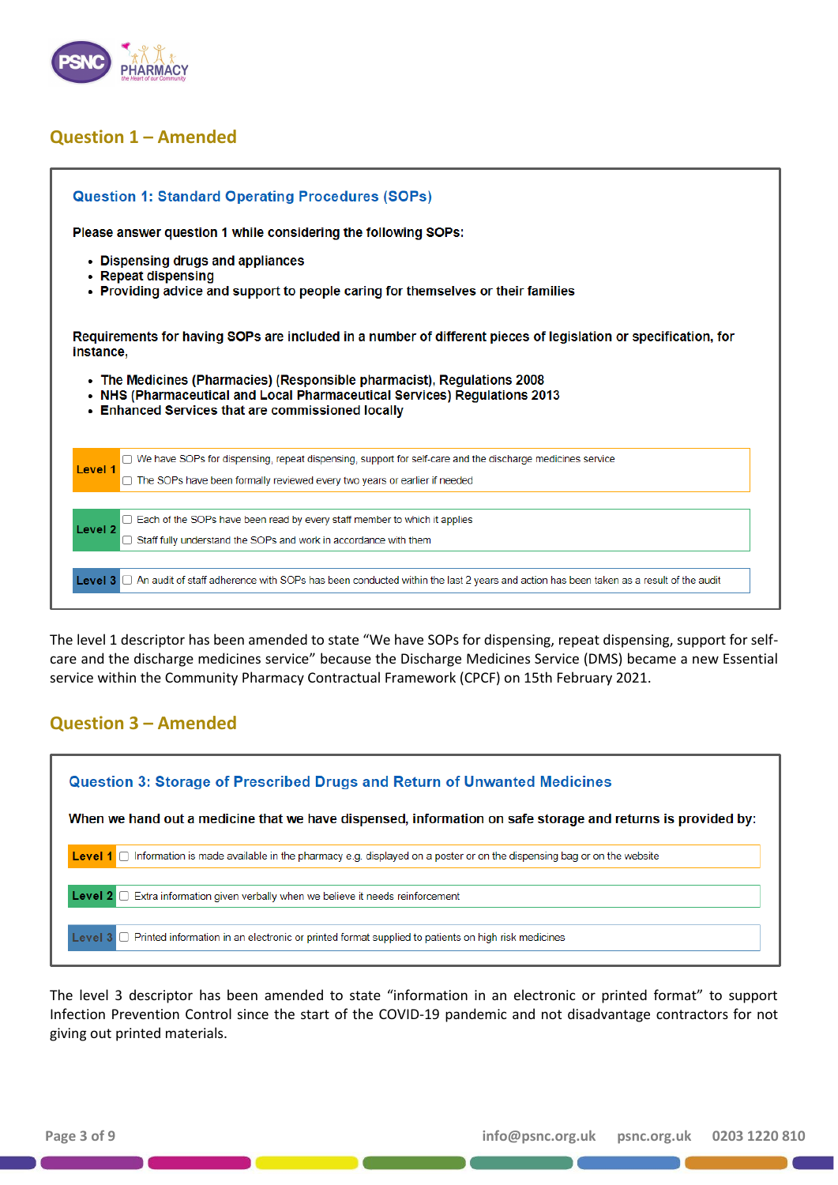## Question 1 – Amended

### Question 1: Standard Operating Procedures (SOPs)

**Please answer question 1 while considering the following SOPs:**

- **Dispensing drugs and appliances**
- **Repeat dispensing**
- **Providing advice and support to people caring for themselves or their families**

**Requirements for having SOPs are included in a number of different pieces of legislation or specification, for instance,**

- **The Medicines (Pharmacies) (Responsible pharmacist), Regulations 2008**
- **NHS (Pharmaceutical and Local Pharmaceutical Services) Regulations 2013**
- **Enhanced Services that are commissioned locally**

| Level | Descriptor |
|---|---|
| **Level 1** | ☐ We have SOPs for dispensing, repeat dispensing, support for self-care and the discharge medicines service<br>☐ The SOPs have been formally reviewed every two years or earlier if needed |
| **Level 2** | ☐ Each of the SOPs have been read by every staff member to which it applies<br>☐ Staff fully understand the SOPs and work in accordance with them |
| **Level 3** | ☐ An audit of staff adherence with SOPs has been conducted within the last 2 years and action has been taken as a result of the audit |

The level 1 descriptor has been amended to state "We have SOPs for dispensing, repeat dispensing, support for self-care and the discharge medicines service" because the Discharge Medicines Service (DMS) became a new Essential service within the Community Pharmacy Contractual Framework (CPCF) on 15th February 2021.

## Question 3 – Amended

### Question 3: Storage of Prescribed Drugs and Return of Unwanted Medicines

**When we hand out a medicine that we have dispensed, information on safe storage and returns is provided by:**

| Level | Descriptor |
|---|---|
| **Level 1** | ☐ Information is made available in the pharmacy e.g. displayed on a poster or on the dispensing bag or on the website |
| **Level 2** | ☐ Extra information given verbally when we believe it needs reinforcement |
| **Level 3** | ☐ Printed information in an electronic or printed format supplied to patients on high risk medicines |

The level 3 descriptor has been amended to state "information in an electronic or printed format" to support Infection Prevention Control since the start of the COVID-19 pandemic and not disadvantage contractors for not giving out printed materials.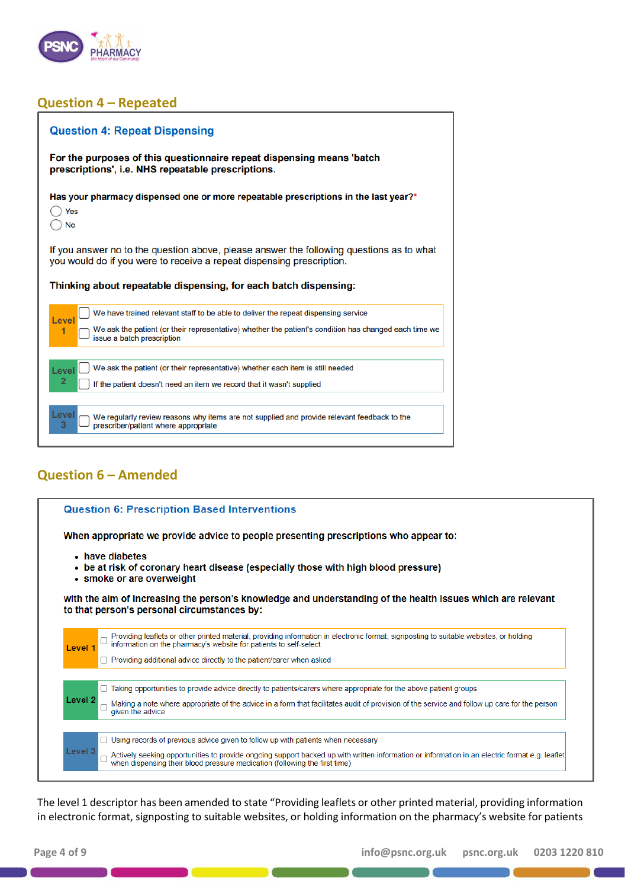## Question 4 – Repeated

### Question 4: Repeat Dispensing

**For the purposes of this questionnaire repeat dispensing means 'batch prescriptions', i.e. NHS repeatable prescriptions.**

**Has your pharmacy dispensed one or more repeatable prescriptions in the last year?***

- ◯ Yes
- ◯ No

If you answer no to the question above, please answer the following questions as to what you would do if you were to receive a repeat dispensing prescription.

**Thinking about repeatable dispensing, for each batch dispensing:**

| Level | Descriptor |
|---|---|
| Level 1 | ☐ We have trained relevant staff to be able to deliver the repeat dispensing service<br>☐ We ask the patient (or their representative) whether the patient's condition has changed each time we issue a batch prescription |
| Level 2 | ☐ We ask the patient (or their representative) whether each item is still needed<br>☐ If the patient doesn't need an item we record that it wasn't supplied |
| Level 3 | ☐ We regularly review reasons why items are not supplied and provide relevant feedback to the prescriber/patient where appropriate |

## Question 6 – Amended

### Question 6: Prescription Based Interventions

**When appropriate we provide advice to people presenting prescriptions who appear to:**

- **have diabetes**
- **be at risk of coronary heart disease (especially those with high blood pressure)**
- **smoke or are overweight**

**with the aim of increasing the person's knowledge and understanding of the health issues which are relevant to that person's personal circumstances by:**

| Level | Descriptor |
|---|---|
| Level 1 | ☐ Providing leaflets or other printed material, providing information in electronic format, signposting to suitable websites, or holding information on the pharmacy's website for patients to self-select<br>☐ Providing additional advice directly to the patient/carer when asked |
| Level 2 | ☐ Taking opportunities to provide advice directly to patients/carers where appropriate for the above patient groups<br>☐ Making a note where appropriate of the advice in a form that facilitates audit of provision of the service and follow up care for the person given the advice |
| Level 3 | ☐ Using records of previous advice given to follow up with patients when necessary<br>☐ Actively seeking opportunities to provide ongoing support backed up with written information or information in an electric format e.g. leaflet when dispensing their blood pressure medication (following the first time) |

The level 1 descriptor has been amended to state "Providing leaflets or other printed material, providing information in electronic format, signposting to suitable websites, or holding information on the pharmacy's website for patients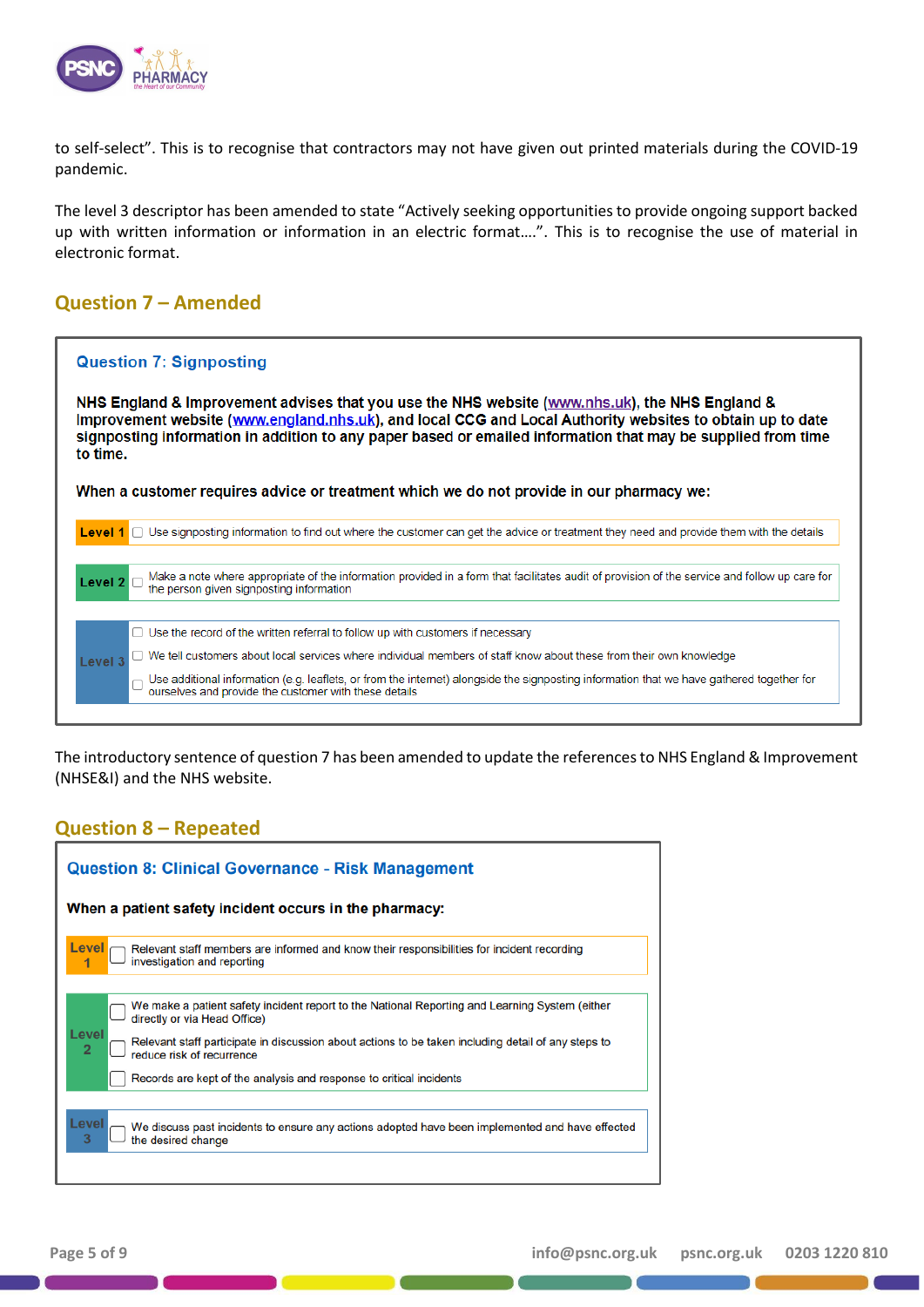to self-select". This is to recognise that contractors may not have given out printed materials during the COVID-19 pandemic.

The level 3 descriptor has been amended to state "Actively seeking opportunities to provide ongoing support backed up with written information or information in an electric format....". This is to recognise the use of material in electronic format.

## Question 7 – Amended

### Question 7: Signposting

**NHS England & Improvement advises that you use the NHS website (www.nhs.uk), the NHS England & Improvement website (www.england.nhs.uk), and local CCG and Local Authority websites to obtain up to date signposting information in addition to any paper based or emailed information that may be supplied from time to time.**

**When a customer requires advice or treatment which we do not provide in our pharmacy we:**

| Level | Descriptor |
| --- | --- |
| Level 1 | ☐ Use signposting information to find out where the customer can get the advice or treatment they need and provide them with the details |
| Level 2 | ☐ Make a note where appropriate of the information provided in a form that facilitates audit of provision of the service and follow up care for the person given signposting information |
| Level 3 | ☐ Use the record of the written referral to follow up with customers if necessary |
| | ☐ We tell customers about local services where individual members of staff know about these from their own knowledge |
| | ☐ Use additional information (e.g. leaflets, or from the internet) alongside the signposting information that we have gathered together for ourselves and provide the customer with these details |

The introductory sentence of question 7 has been amended to update the references to NHS England & Improvement (NHSE&I) and the NHS website.

## Question 8 – Repeated

### Question 8: Clinical Governance - Risk Management

**When a patient safety incident occurs in the pharmacy:**

| Level | Descriptor |
| --- | --- |
| Level 1 | ☐ Relevant staff members are informed and know their responsibilities for incident recording investigation and reporting |
| Level 2 | ☐ We make a patient safety incident report to the National Reporting and Learning System (either directly or via Head Office) |
| | ☐ Relevant staff participate in discussion about actions to be taken including detail of any steps to reduce risk of recurrence |
| | ☐ Records are kept of the analysis and response to critical incidents |
| Level 3 | ☐ We discuss past incidents to ensure any actions adopted have been implemented and have effected the desired change |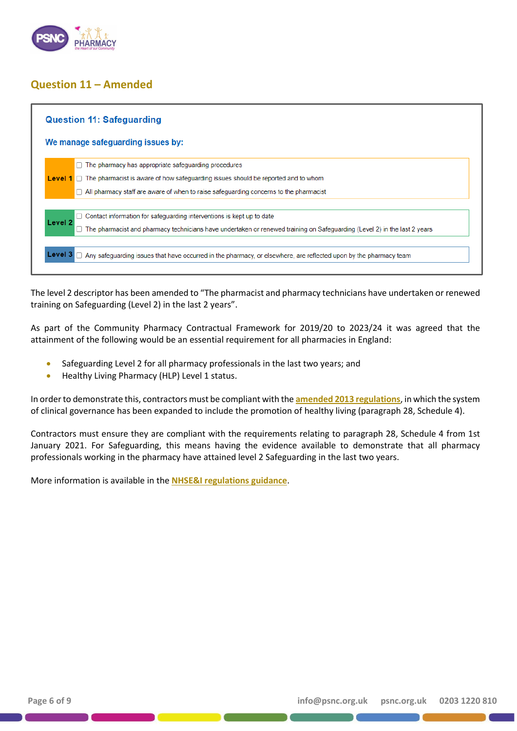## Question 11 – Amended

### Question 11: Safeguarding

**We manage safeguarding issues by:**

| Level | Descriptor |
|---|---|
| **Level 1** | ☐ The pharmacy has appropriate safeguarding procedures<br>☐ The pharmacist is aware of how safeguarding issues should be reported and to whom<br>☐ All pharmacy staff are aware of when to raise safeguarding concerns to the pharmacist |
| **Level 2** | ☐ Contact information for safeguarding interventions is kept up to date<br>☐ The pharmacist and pharmacy technicians have undertaken or renewed training on Safeguarding (Level 2) in the last 2 years |
| **Level 3** | ☐ Any safeguarding issues that have occurred in the pharmacy, or elsewhere, are reflected upon by the pharmacy team |

The level 2 descriptor has been amended to "The pharmacist and pharmacy technicians have undertaken or renewed training on Safeguarding (Level 2) in the last 2 years".

As part of the Community Pharmacy Contractual Framework for 2019/20 to 2023/24 it was agreed that the attainment of the following would be an essential requirement for all pharmacies in England:

- Safeguarding Level 2 for all pharmacy professionals in the last two years; and
- Healthy Living Pharmacy (HLP) Level 1 status.

In order to demonstrate this, contractors must be compliant with the **amended 2013 regulations**, in which the system of clinical governance has been expanded to include the promotion of healthy living (paragraph 28, Schedule 4).

Contractors must ensure they are compliant with the requirements relating to paragraph 28, Schedule 4 from 1st January 2021. For Safeguarding, this means having the evidence available to demonstrate that all pharmacy professionals working in the pharmacy have attained level 2 Safeguarding in the last two years.

More information is available in the **NHSE&I regulations guidance**.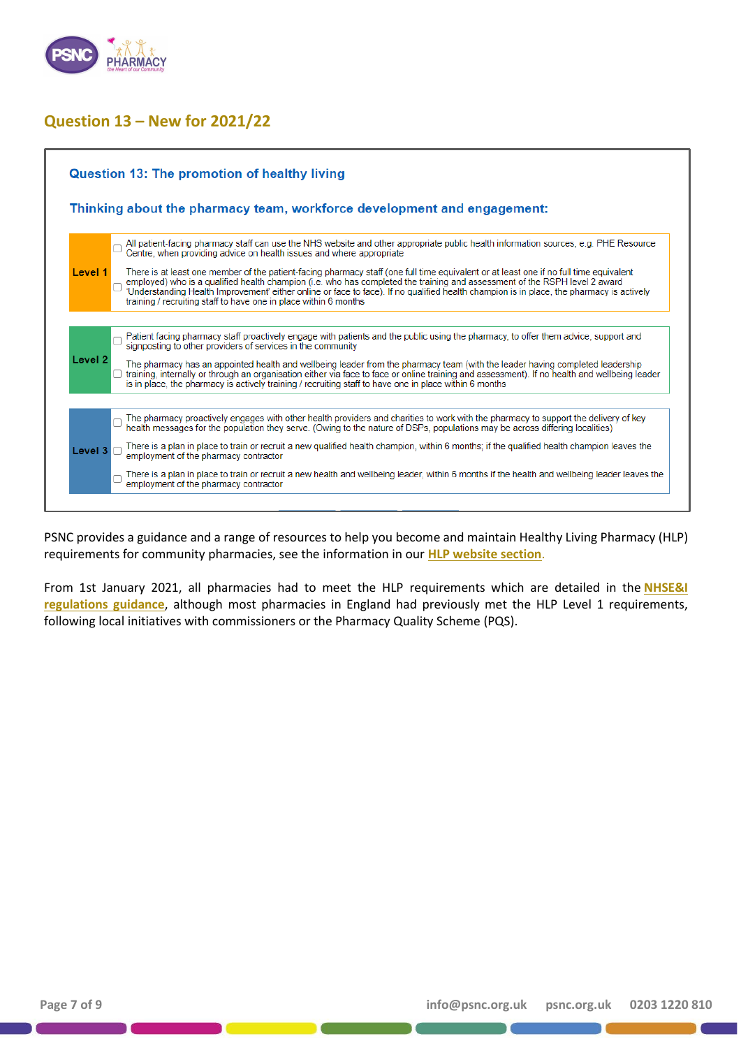## Question 13 – New for 2021/22

### Question 13: The promotion of healthy living

**Thinking about the pharmacy team, workforce development and engagement:**

| Level | Criteria |
|---|---|
| **Level 1** | ☐ All patient-facing pharmacy staff can use the NHS website and other appropriate public health information sources, e.g. PHE Resource Centre, when providing advice on health issues and where appropriate<br>☐ There is at least one member of the patient-facing pharmacy staff (one full time equivalent or at least one if no full time equivalent employed) who is a qualified health champion (i.e. who has completed the training and assessment of the RSPH level 2 award 'Understanding Health Improvement' either online or face to face). If no qualified health champion is in place, the pharmacy is actively training / recruiting staff to have one in place within 6 months |
| **Level 2** | ☐ Patient facing pharmacy staff proactively engage with patients and the public using the pharmacy, to offer them advice, support and signposting to other providers of services in the community<br>☐ The pharmacy has an appointed health and wellbeing leader from the pharmacy team (with the leader having completed leadership training, internally or through an organisation either via face to face or online training and assessment). If no health and wellbeing leader is in place, the pharmacy is actively training / recruiting staff to have one in place within 6 months |
| **Level 3** | ☐ The pharmacy proactively engages with other health providers and charities to work with the pharmacy to support the delivery of key health messages for the population they serve. (Owing to the nature of DSPs, populations may be across differing localities)<br>☐ There is a plan in place to train or recruit a new qualified health champion, within 6 months; if the qualified health champion leaves the employment of the pharmacy contractor<br>☐ There is a plan in place to train or recruit a new health and wellbeing leader, within 6 months if the health and wellbeing leader leaves the employment of the pharmacy contractor |

PSNC provides a guidance and a range of resources to help you become and maintain Healthy Living Pharmacy (HLP) requirements for community pharmacies, see the information in our **HLP website section**.

From 1st January 2021, all pharmacies had to meet the HLP requirements which are detailed in the **NHSE&I regulations guidance**, although most pharmacies in England had previously met the HLP Level 1 requirements, following local initiatives with commissioners or the Pharmacy Quality Scheme (PQS).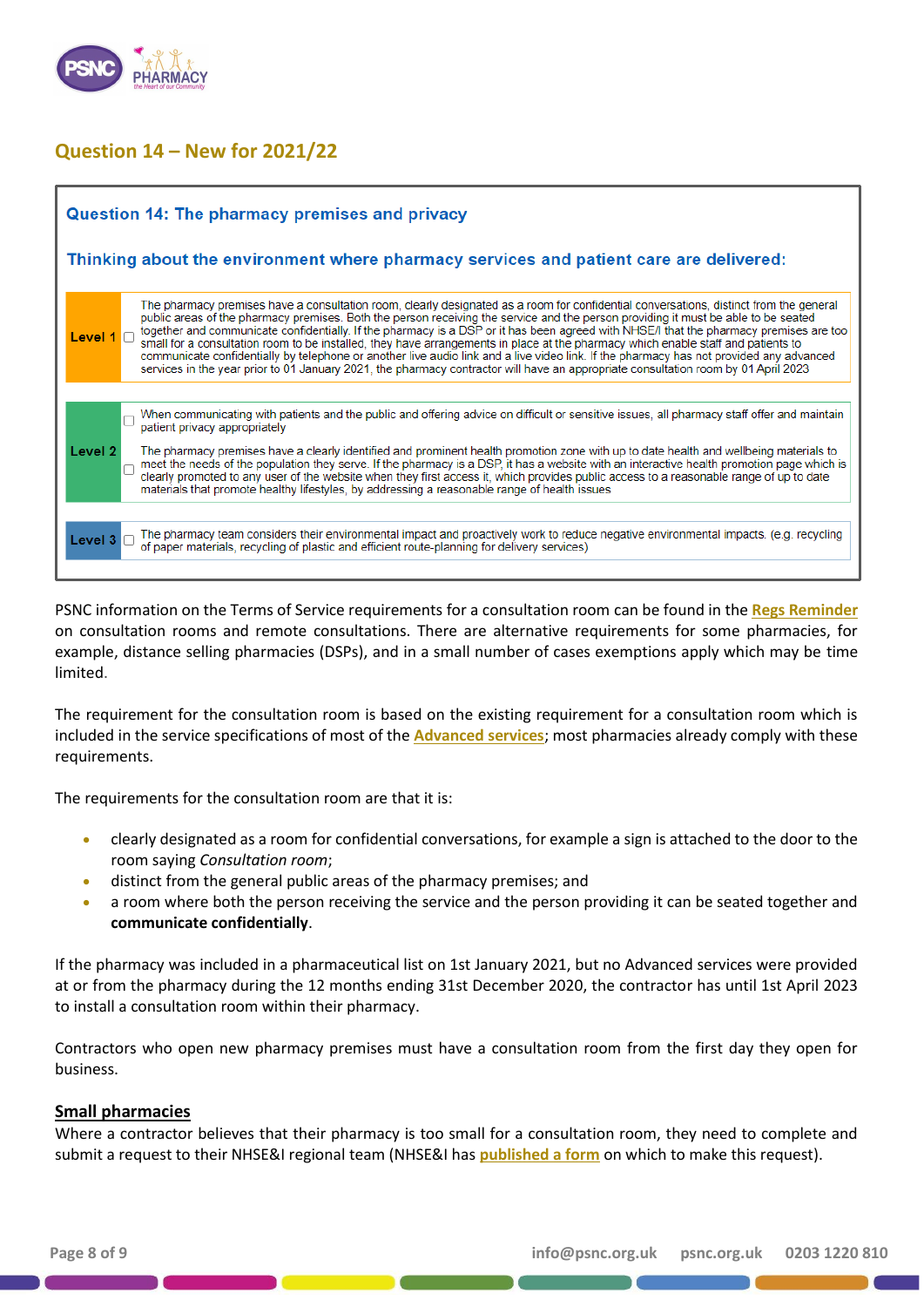## Question 14 – New for 2021/22

### Question 14: The pharmacy premises and privacy

**Thinking about the environment where pharmacy services and patient care are delivered:**

| Level | | Criteria |
|---|---|---|
| **Level 1** | ☐ | The pharmacy premises have a consultation room, clearly designated as a room for confidential conversations, distinct from the general public areas of the pharmacy premises. Both the person receiving the service and the person providing it must be able to be seated together and communicate confidentially. If the pharmacy is a DSP or it has been agreed with NHSE/I that the pharmacy premises are too small for a consultation room to be installed, they have arrangements in place at the pharmacy which enable staff and patients to communicate confidentially by telephone or another live audio link and a live video link. If the pharmacy has not provided any advanced services in the year prior to 01 January 2021, the pharmacy contractor will have an appropriate consultation room by 01 April 2023 |
| **Level 2** | ☐ | When communicating with patients and the public and offering advice on difficult or sensitive issues, all pharmacy staff offer and maintain patient privacy appropriately |
| | ☐ | The pharmacy premises have a clearly identified and prominent health promotion zone with up to date health and wellbeing materials to meet the needs of the population they serve. If the pharmacy is a DSP, it has a website with an interactive health promotion page which is clearly promoted to any user of the website when they first access it, which provides public access to a reasonable range of up to date materials that promote healthy lifestyles, by addressing a reasonable range of health issues |
| **Level 3** | ☐ | The pharmacy team considers their environmental impact and proactively work to reduce negative environmental impacts. (e.g. recycling of paper materials, recycling of plastic and efficient route-planning for delivery services) |

PSNC information on the Terms of Service requirements for a consultation room can be found in the Regs Reminder on consultation rooms and remote consultations. There are alternative requirements for some pharmacies, for example, distance selling pharmacies (DSPs), and in a small number of cases exemptions apply which may be time limited.

The requirement for the consultation room is based on the existing requirement for a consultation room which is included in the service specifications of most of the Advanced services; most pharmacies already comply with these requirements.

The requirements for the consultation room are that it is:

- clearly designated as a room for confidential conversations, for example a sign is attached to the door to the room saying *Consultation room*;
- distinct from the general public areas of the pharmacy premises; and
- a room where both the person receiving the service and the person providing it can be seated together and **communicate confidentially**.

If the pharmacy was included in a pharmaceutical list on 1st January 2021, but no Advanced services were provided at or from the pharmacy during the 12 months ending 31st December 2020, the contractor has until 1st April 2023 to install a consultation room within their pharmacy.

Contractors who open new pharmacy premises must have a consultation room from the first day they open for business.

**Small pharmacies**

Where a contractor believes that their pharmacy is too small for a consultation room, they need to complete and submit a request to their NHSE&I regional team (NHSE&I has published a form on which to make this request).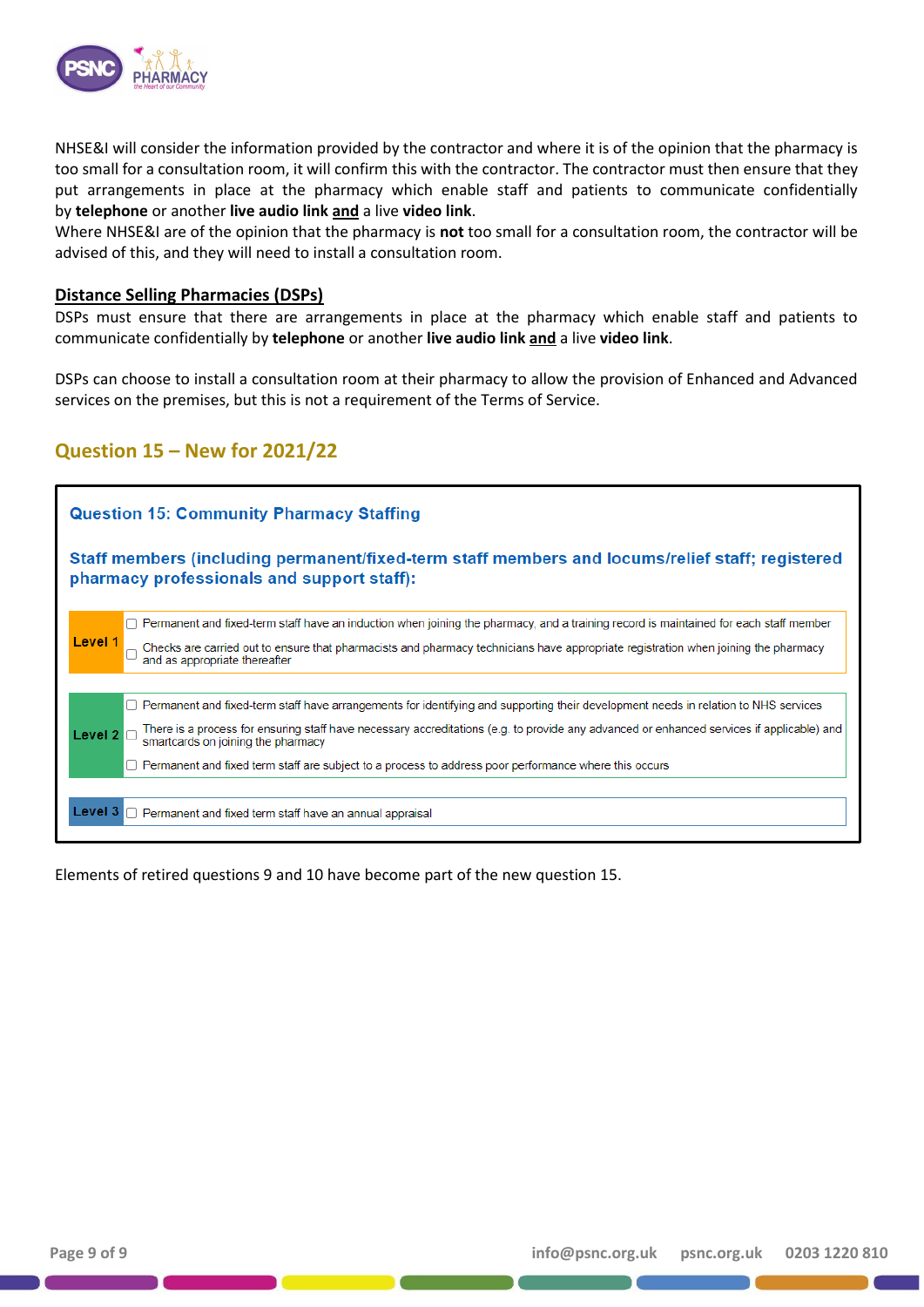NHSE&I will consider the information provided by the contractor and where it is of the opinion that the pharmacy is too small for a consultation room, it will confirm this with the contractor. The contractor must then ensure that they put arrangements in place at the pharmacy which enable staff and patients to communicate confidentially by **telephone** or another **live audio link** **and** a live **video link**.
Where NHSE&I are of the opinion that the pharmacy is **not** too small for a consultation room, the contractor will be advised of this, and they will need to install a consultation room.

**Distance Selling Pharmacies (DSPs)**

DSPs must ensure that there are arrangements in place at the pharmacy which enable staff and patients to communicate confidentially by **telephone** or another **live audio link** **and** a live **video link**.

DSPs can choose to install a consultation room at their pharmacy to allow the provision of Enhanced and Advanced services on the premises, but this is not a requirement of the Terms of Service.

## Question 15 – New for 2021/22

### Question 15: Community Pharmacy Staffing

**Staff members (including permanent/fixed-term staff members and locums/relief staff; registered pharmacy professionals and support staff):**

| | |
|---|---|
| **Level 1** | ☐ Permanent and fixed-term staff have an induction when joining the pharmacy, and a training record is maintained for each staff member<br>☐ Checks are carried out to ensure that pharmacists and pharmacy technicians have appropriate registration when joining the pharmacy and as appropriate thereafter |
| **Level 2** | ☐ Permanent and fixed-term staff have arrangements for identifying and supporting their development needs in relation to NHS services<br>☐ There is a process for ensuring staff have necessary accreditations (e.g. to provide any advanced or enhanced services if applicable) and smartcards on joining the pharmacy<br>☐ Permanent and fixed term staff are subject to a process to address poor performance where this occurs |
| **Level 3** | ☐ Permanent and fixed term staff have an annual appraisal |

Elements of retired questions 9 and 10 have become part of the new question 15.